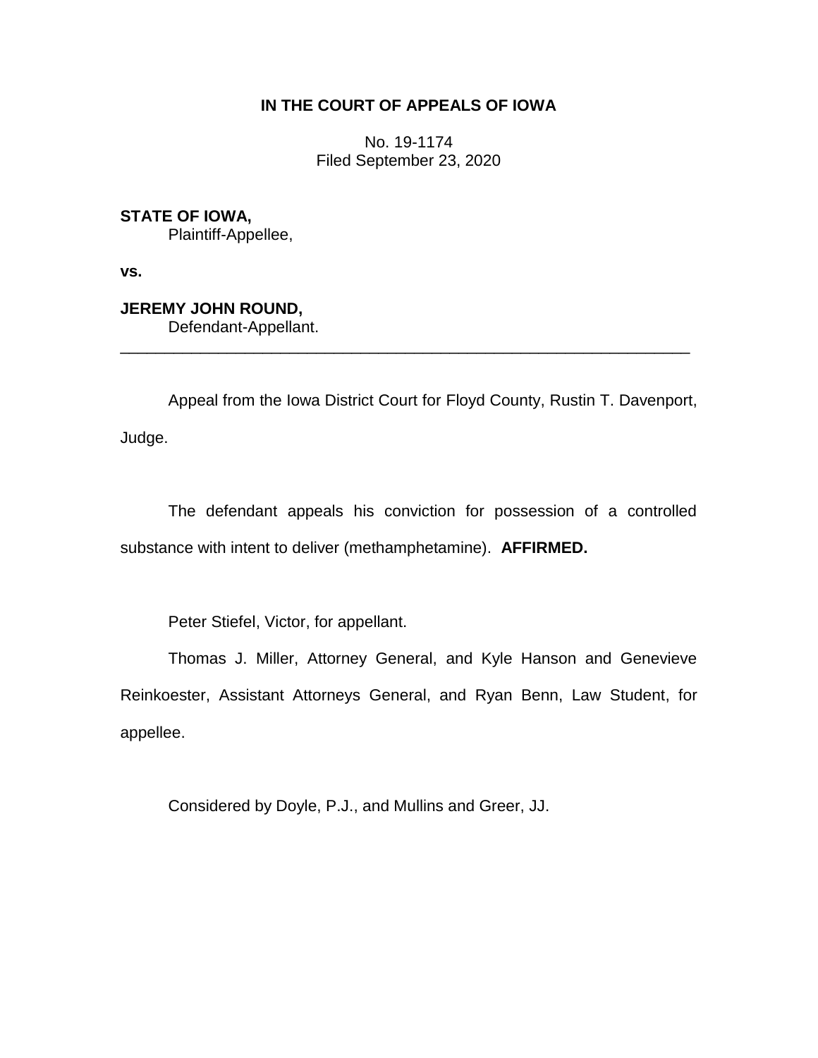**IN THE COURT OF APPEALS OF IOWA**

No. 19-1174
Filed September 23, 2020

**STATE OF IOWA,**
Plaintiff-Appellee,

**vs.**

**JEREMY JOHN ROUND,**
Defendant-Appellant.

---

Appeal from the Iowa District Court for Floyd County, Rustin T. Davenport, Judge.

The defendant appeals his conviction for possession of a controlled substance with intent to deliver (methamphetamine). **AFFIRMED.**

Peter Stiefel, Victor, for appellant.

Thomas J. Miller, Attorney General, and Kyle Hanson and Genevieve Reinkoester, Assistant Attorneys General, and Ryan Benn, Law Student, for appellee.

Considered by Doyle, P.J., and Mullins and Greer, JJ.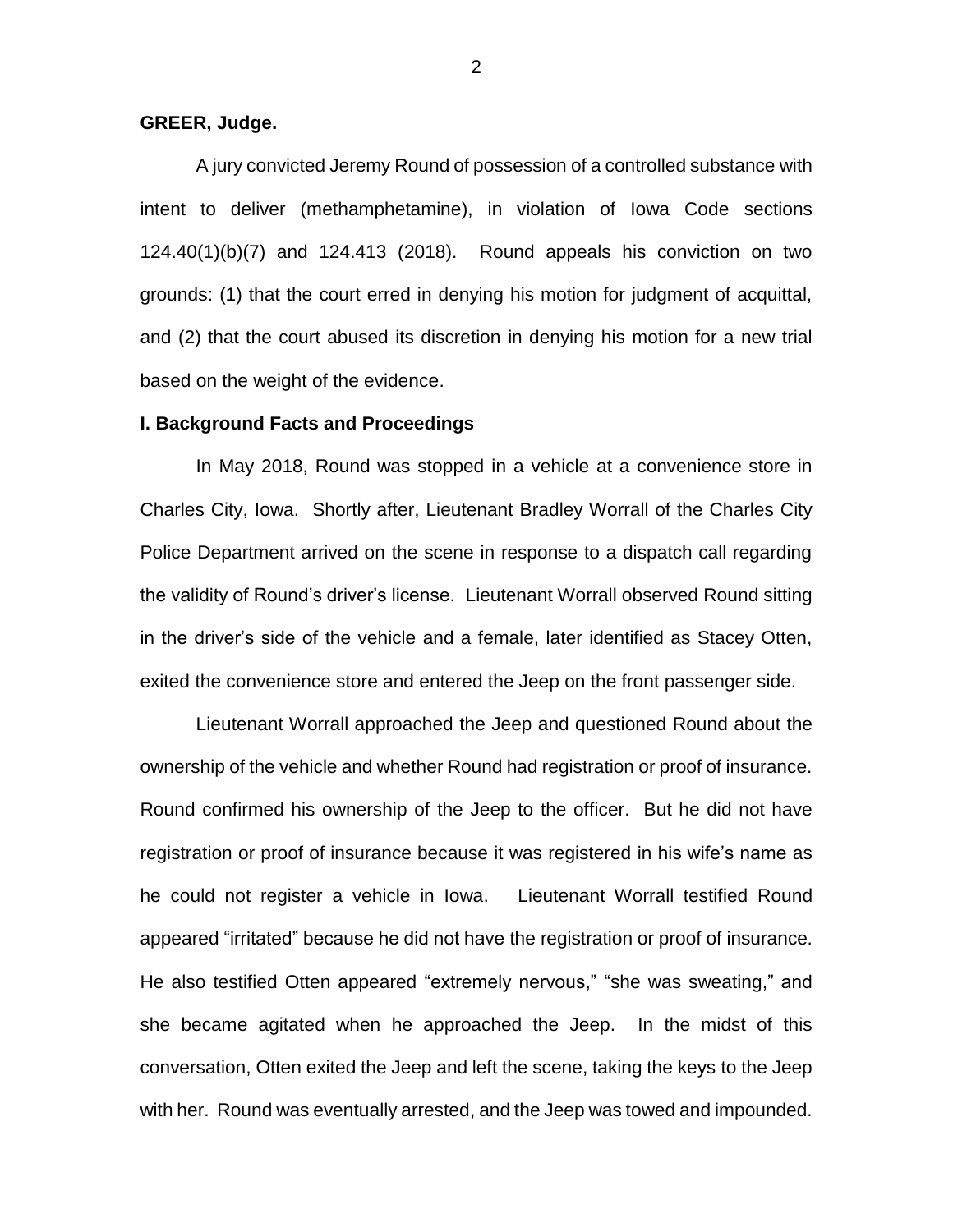**GREER, Judge.**

A jury convicted Jeremy Round of possession of a controlled substance with intent to deliver (methamphetamine), in violation of Iowa Code sections 124.40(1)(b)(7) and 124.413 (2018). Round appeals his conviction on two grounds: (1) that the court erred in denying his motion for judgment of acquittal, and (2) that the court abused its discretion in denying his motion for a new trial based on the weight of the evidence.

## I. Background Facts and Proceedings

In May 2018, Round was stopped in a vehicle at a convenience store in Charles City, Iowa. Shortly after, Lieutenant Bradley Worrall of the Charles City Police Department arrived on the scene in response to a dispatch call regarding the validity of Round's driver's license. Lieutenant Worrall observed Round sitting in the driver's side of the vehicle and a female, later identified as Stacey Otten, exited the convenience store and entered the Jeep on the front passenger side.

Lieutenant Worrall approached the Jeep and questioned Round about the ownership of the vehicle and whether Round had registration or proof of insurance. Round confirmed his ownership of the Jeep to the officer. But he did not have registration or proof of insurance because it was registered in his wife's name as he could not register a vehicle in Iowa. Lieutenant Worrall testified Round appeared "irritated" because he did not have the registration or proof of insurance. He also testified Otten appeared "extremely nervous," "she was sweating," and she became agitated when he approached the Jeep. In the midst of this conversation, Otten exited the Jeep and left the scene, taking the keys to the Jeep with her. Round was eventually arrested, and the Jeep was towed and impounded.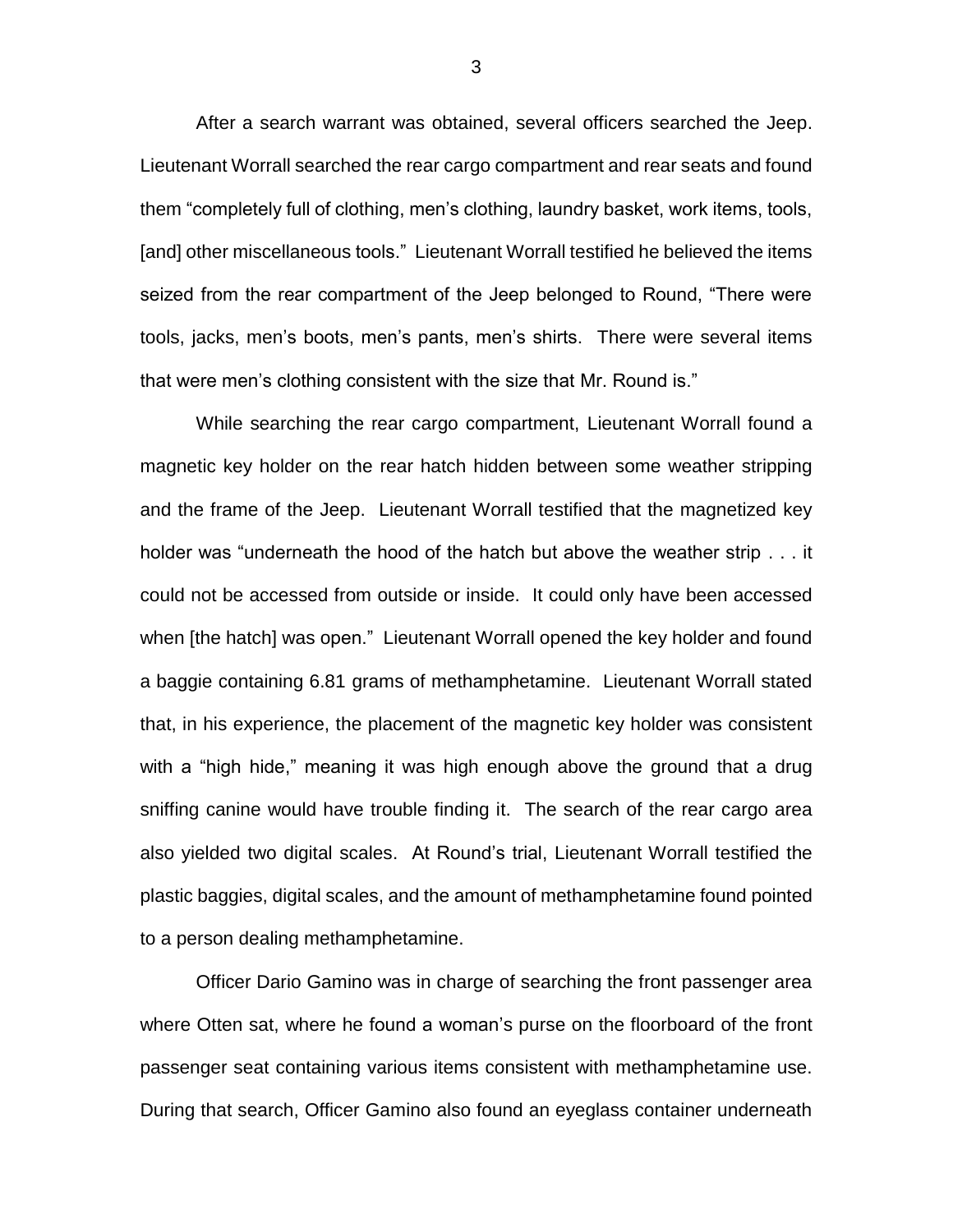After a search warrant was obtained, several officers searched the Jeep. Lieutenant Worrall searched the rear cargo compartment and rear seats and found them "completely full of clothing, men's clothing, laundry basket, work items, tools, [and] other miscellaneous tools." Lieutenant Worrall testified he believed the items seized from the rear compartment of the Jeep belonged to Round, "There were tools, jacks, men's boots, men's pants, men's shirts. There were several items that were men's clothing consistent with the size that Mr. Round is."

While searching the rear cargo compartment, Lieutenant Worrall found a magnetic key holder on the rear hatch hidden between some weather stripping and the frame of the Jeep. Lieutenant Worrall testified that the magnetized key holder was "underneath the hood of the hatch but above the weather strip . . . it could not be accessed from outside or inside. It could only have been accessed when [the hatch] was open." Lieutenant Worrall opened the key holder and found a baggie containing 6.81 grams of methamphetamine. Lieutenant Worrall stated that, in his experience, the placement of the magnetic key holder was consistent with a "high hide," meaning it was high enough above the ground that a drug sniffing canine would have trouble finding it. The search of the rear cargo area also yielded two digital scales. At Round's trial, Lieutenant Worrall testified the plastic baggies, digital scales, and the amount of methamphetamine found pointed to a person dealing methamphetamine.

Officer Dario Gamino was in charge of searching the front passenger area where Otten sat, where he found a woman's purse on the floorboard of the front passenger seat containing various items consistent with methamphetamine use. During that search, Officer Gamino also found an eyeglass container underneath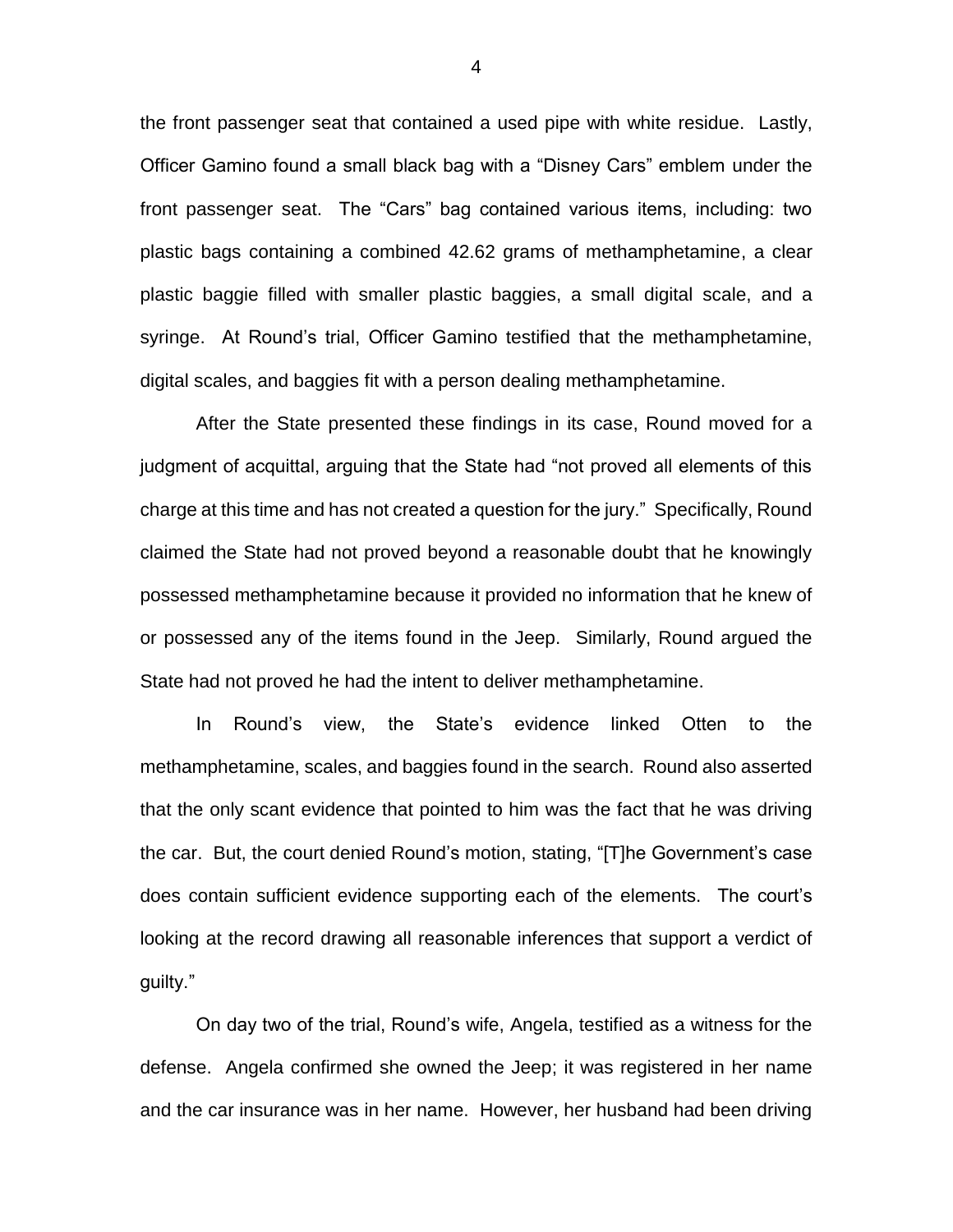the front passenger seat that contained a used pipe with white residue. Lastly, Officer Gamino found a small black bag with a "Disney Cars" emblem under the front passenger seat. The "Cars" bag contained various items, including: two plastic bags containing a combined 42.62 grams of methamphetamine, a clear plastic baggie filled with smaller plastic baggies, a small digital scale, and a syringe. At Round's trial, Officer Gamino testified that the methamphetamine, digital scales, and baggies fit with a person dealing methamphetamine.

After the State presented these findings in its case, Round moved for a judgment of acquittal, arguing that the State had "not proved all elements of this charge at this time and has not created a question for the jury." Specifically, Round claimed the State had not proved beyond a reasonable doubt that he knowingly possessed methamphetamine because it provided no information that he knew of or possessed any of the items found in the Jeep. Similarly, Round argued the State had not proved he had the intent to deliver methamphetamine.

In Round's view, the State's evidence linked Otten to the methamphetamine, scales, and baggies found in the search. Round also asserted that the only scant evidence that pointed to him was the fact that he was driving the car. But, the court denied Round's motion, stating, "[T]he Government's case does contain sufficient evidence supporting each of the elements. The court's looking at the record drawing all reasonable inferences that support a verdict of guilty."

On day two of the trial, Round's wife, Angela, testified as a witness for the defense. Angela confirmed she owned the Jeep; it was registered in her name and the car insurance was in her name. However, her husband had been driving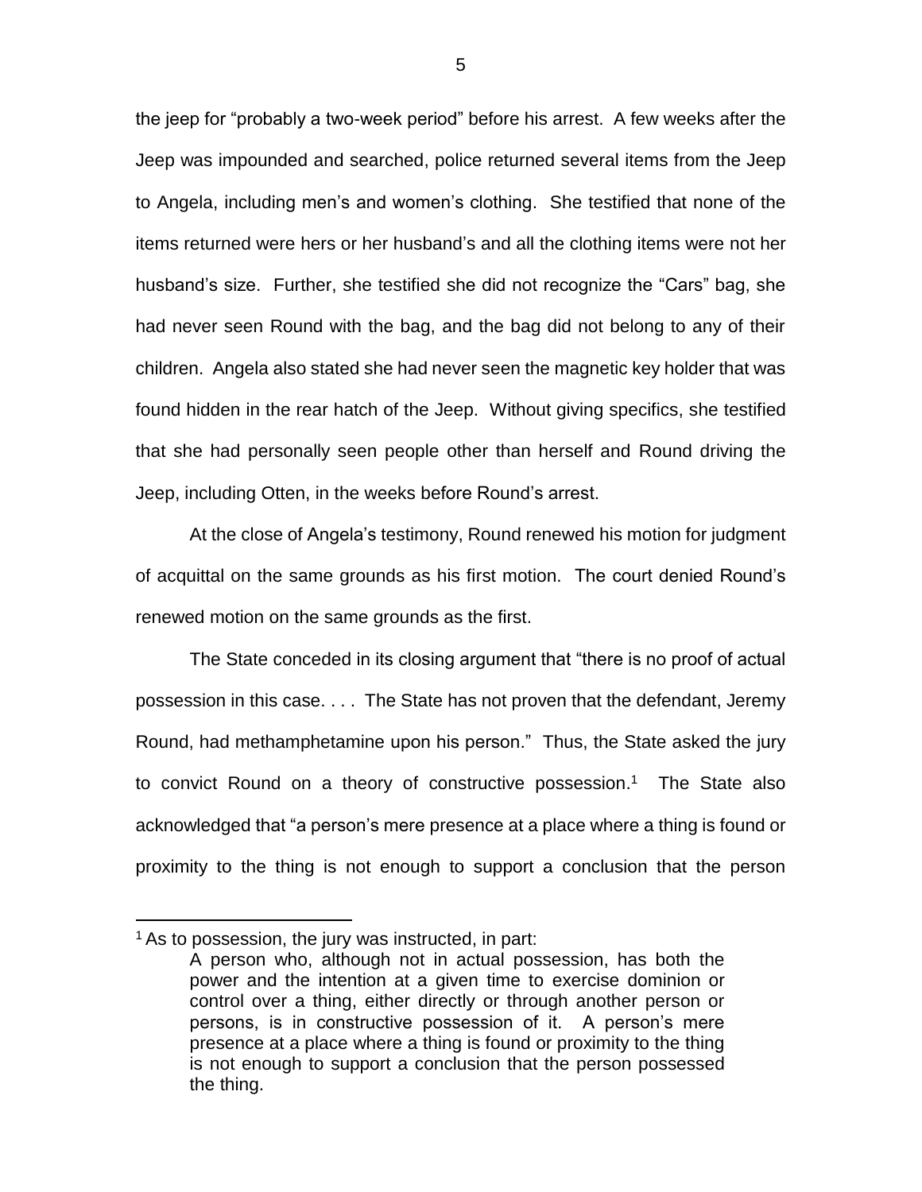the jeep for "probably a two-week period" before his arrest. A few weeks after the Jeep was impounded and searched, police returned several items from the Jeep to Angela, including men's and women's clothing. She testified that none of the items returned were hers or her husband's and all the clothing items were not her husband's size. Further, she testified she did not recognize the "Cars" bag, she had never seen Round with the bag, and the bag did not belong to any of their children. Angela also stated she had never seen the magnetic key holder that was found hidden in the rear hatch of the Jeep. Without giving specifics, she testified that she had personally seen people other than herself and Round driving the Jeep, including Otten, in the weeks before Round's arrest.

At the close of Angela's testimony, Round renewed his motion for judgment of acquittal on the same grounds as his first motion. The court denied Round's renewed motion on the same grounds as the first.

The State conceded in its closing argument that "there is no proof of actual possession in this case. . . . The State has not proven that the defendant, Jeremy Round, had methamphetamine upon his person." Thus, the State asked the jury to convict Round on a theory of constructive possession.[1] The State also acknowledged that "a person's mere presence at a place where a thing is found or proximity to the thing is not enough to support a conclusion that the person

---

[1] As to possession, the jury was instructed, in part:

> A person who, although not in actual possession, has both the power and the intention at a given time to exercise dominion or control over a thing, either directly or through another person or persons, is in constructive possession of it. A person's mere presence at a place where a thing is found or proximity to the thing is not enough to support a conclusion that the person possessed the thing.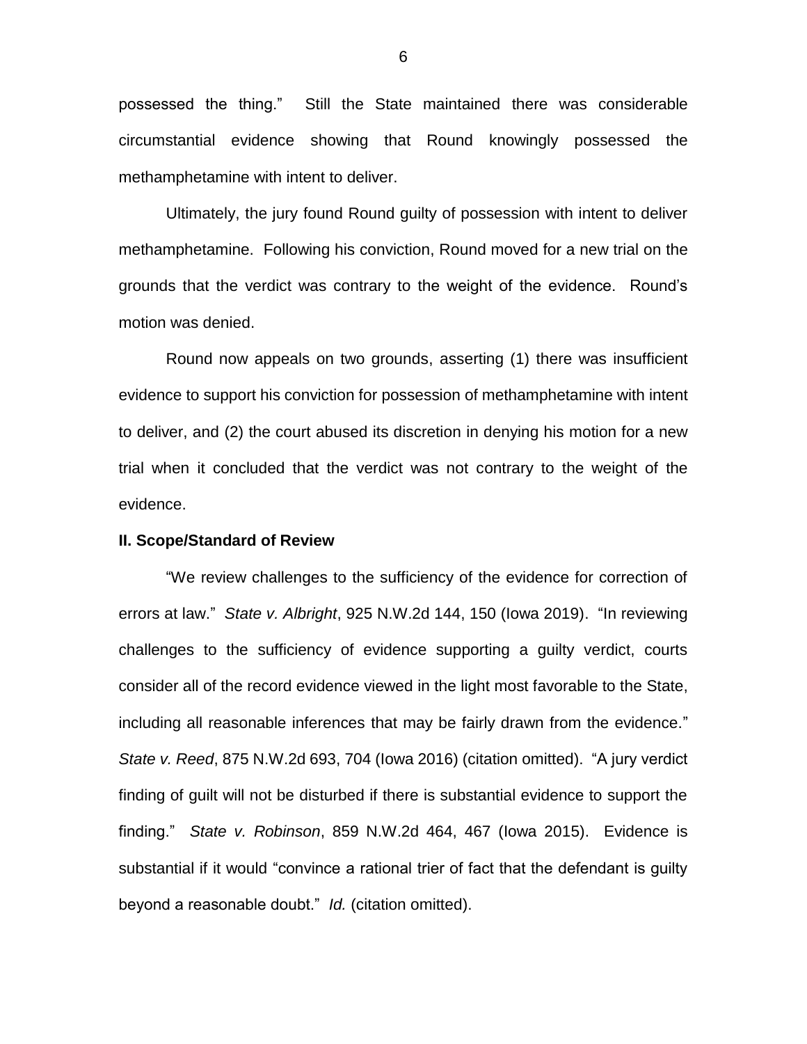possessed the thing." Still the State maintained there was considerable circumstantial evidence showing that Round knowingly possessed the methamphetamine with intent to deliver.

Ultimately, the jury found Round guilty of possession with intent to deliver methamphetamine. Following his conviction, Round moved for a new trial on the grounds that the verdict was contrary to the weight of the evidence. Round's motion was denied.

Round now appeals on two grounds, asserting (1) there was insufficient evidence to support his conviction for possession of methamphetamine with intent to deliver, and (2) the court abused its discretion in denying his motion for a new trial when it concluded that the verdict was not contrary to the weight of the evidence.

**II. Scope/Standard of Review**

"We review challenges to the sufficiency of the evidence for correction of errors at law." *State v. Albright*, 925 N.W.2d 144, 150 (Iowa 2019). "In reviewing challenges to the sufficiency of evidence supporting a guilty verdict, courts consider all of the record evidence viewed in the light most favorable to the State, including all reasonable inferences that may be fairly drawn from the evidence." *State v. Reed*, 875 N.W.2d 693, 704 (Iowa 2016) (citation omitted). "A jury verdict finding of guilt will not be disturbed if there is substantial evidence to support the finding." *State v. Robinson*, 859 N.W.2d 464, 467 (Iowa 2015). Evidence is substantial if it would "convince a rational trier of fact that the defendant is guilty beyond a reasonable doubt." *Id.* (citation omitted).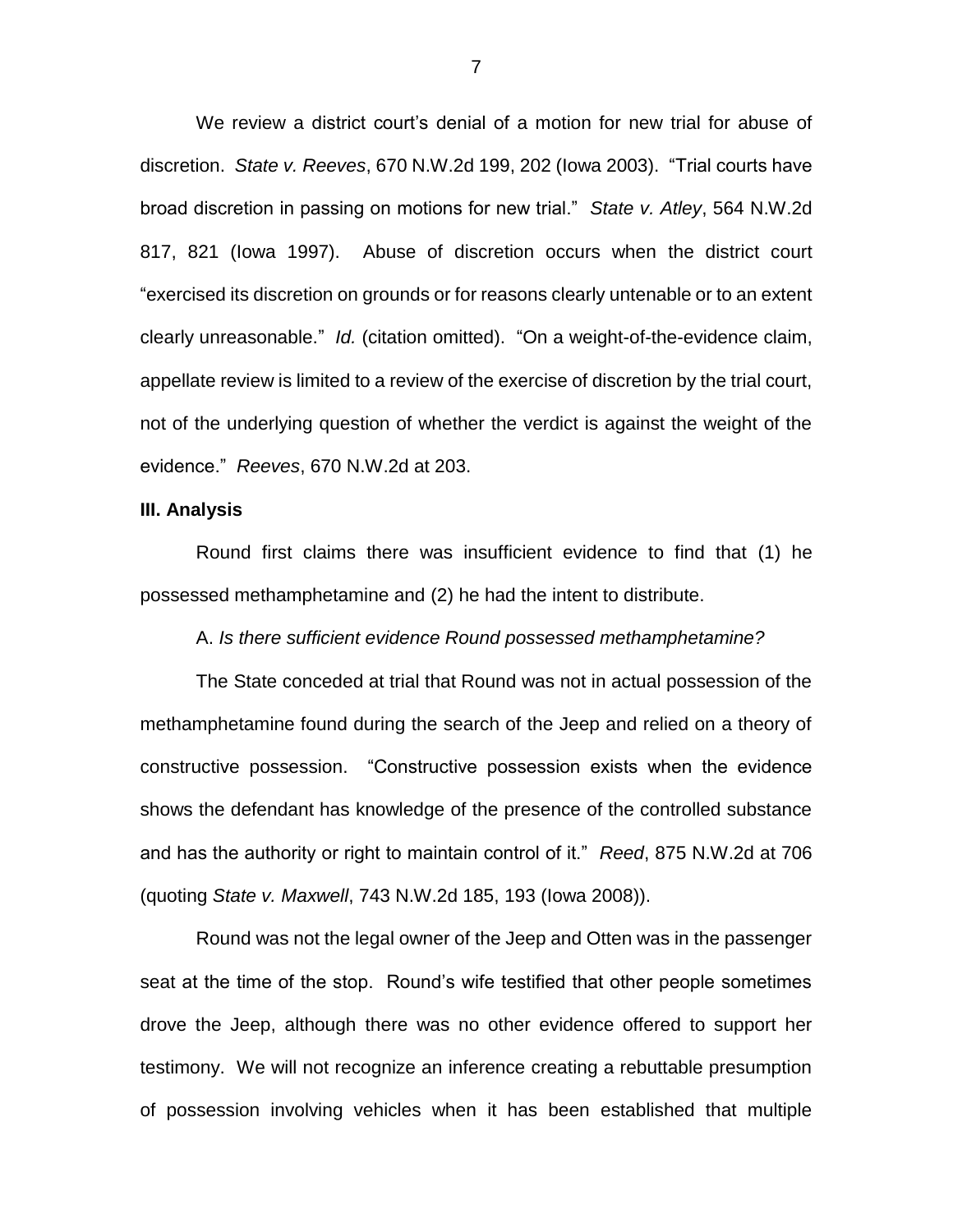We review a district court's denial of a motion for new trial for abuse of discretion. *State v. Reeves*, 670 N.W.2d 199, 202 (Iowa 2003). "Trial courts have broad discretion in passing on motions for new trial." *State v. Atley*, 564 N.W.2d 817, 821 (Iowa 1997). Abuse of discretion occurs when the district court "exercised its discretion on grounds or for reasons clearly untenable or to an extent clearly unreasonable." *Id.* (citation omitted). "On a weight-of-the-evidence claim, appellate review is limited to a review of the exercise of discretion by the trial court, not of the underlying question of whether the verdict is against the weight of the evidence." *Reeves*, 670 N.W.2d at 203.

**III. Analysis**

Round first claims there was insufficient evidence to find that (1) he possessed methamphetamine and (2) he had the intent to distribute.

A. *Is there sufficient evidence Round possessed methamphetamine?*

The State conceded at trial that Round was not in actual possession of the methamphetamine found during the search of the Jeep and relied on a theory of constructive possession. "Constructive possession exists when the evidence shows the defendant has knowledge of the presence of the controlled substance and has the authority or right to maintain control of it." *Reed*, 875 N.W.2d at 706 (quoting *State v. Maxwell*, 743 N.W.2d 185, 193 (Iowa 2008)).

Round was not the legal owner of the Jeep and Otten was in the passenger seat at the time of the stop. Round's wife testified that other people sometimes drove the Jeep, although there was no other evidence offered to support her testimony. We will not recognize an inference creating a rebuttable presumption of possession involving vehicles when it has been established that multiple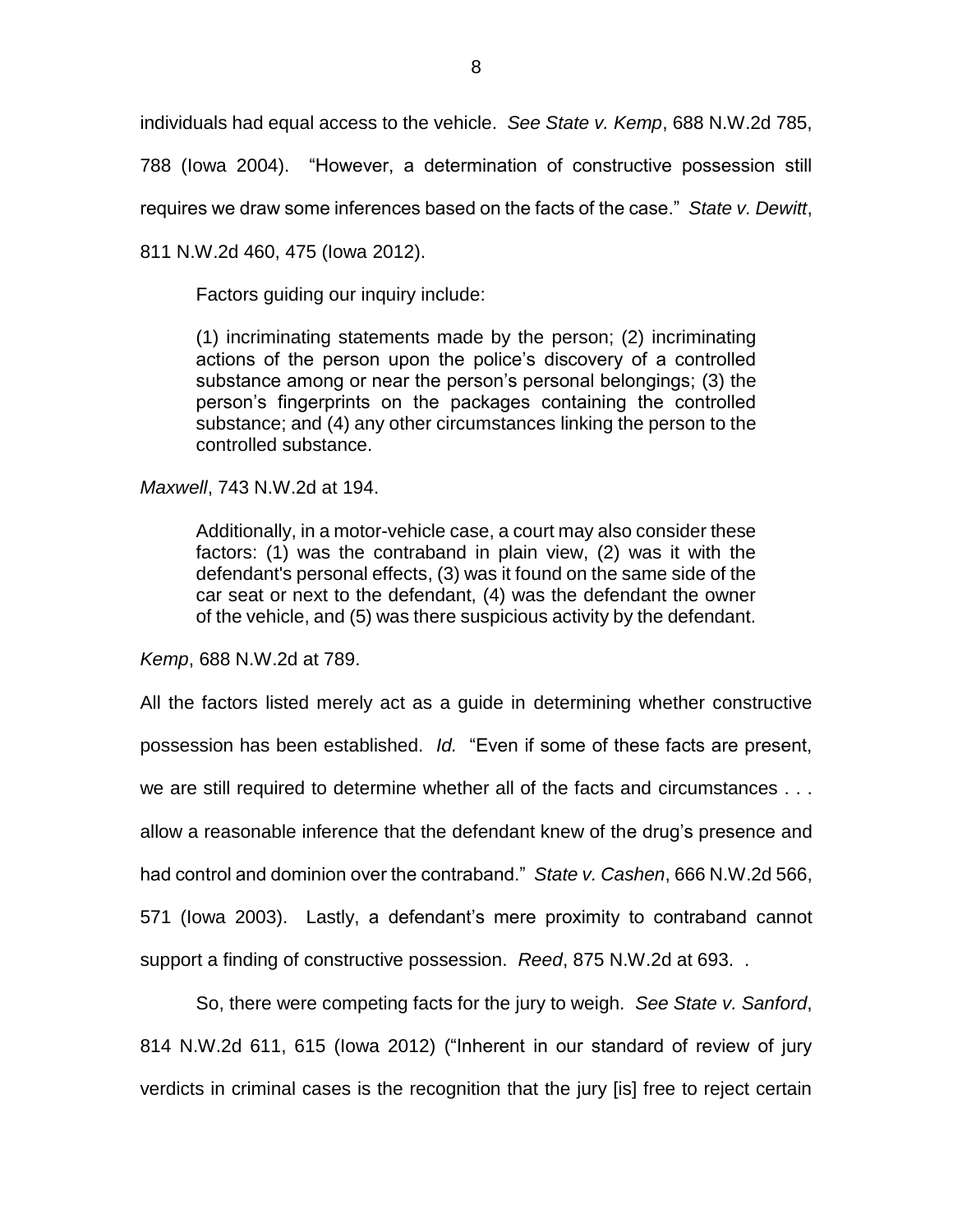individuals had equal access to the vehicle. *See State v. Kemp*, 688 N.W.2d 785, 788 (Iowa 2004). "However, a determination of constructive possession still requires we draw some inferences based on the facts of the case." *State v. Dewitt*, 811 N.W.2d 460, 475 (Iowa 2012).

> Factors guiding our inquiry include:
>
> (1) incriminating statements made by the person; (2) incriminating actions of the person upon the police's discovery of a controlled substance among or near the person's personal belongings; (3) the person's fingerprints on the packages containing the controlled substance; and (4) any other circumstances linking the person to the controlled substance.

*Maxwell*, 743 N.W.2d at 194.

> Additionally, in a motor-vehicle case, a court may also consider these factors: (1) was the contraband in plain view, (2) was it with the defendant's personal effects, (3) was it found on the same side of the car seat or next to the defendant, (4) was the defendant the owner of the vehicle, and (5) was there suspicious activity by the defendant.

*Kemp*, 688 N.W.2d at 789.

All the factors listed merely act as a guide in determining whether constructive possession has been established. *Id.* "Even if some of these facts are present, we are still required to determine whether all of the facts and circumstances . . . allow a reasonable inference that the defendant knew of the drug's presence and had control and dominion over the contraband." *State v. Cashen*, 666 N.W.2d 566, 571 (Iowa 2003). Lastly, a defendant's mere proximity to contraband cannot support a finding of constructive possession. *Reed*, 875 N.W.2d at 693. .

So, there were competing facts for the jury to weigh. *See State v. Sanford*, 814 N.W.2d 611, 615 (Iowa 2012) ("Inherent in our standard of review of jury verdicts in criminal cases is the recognition that the jury [is] free to reject certain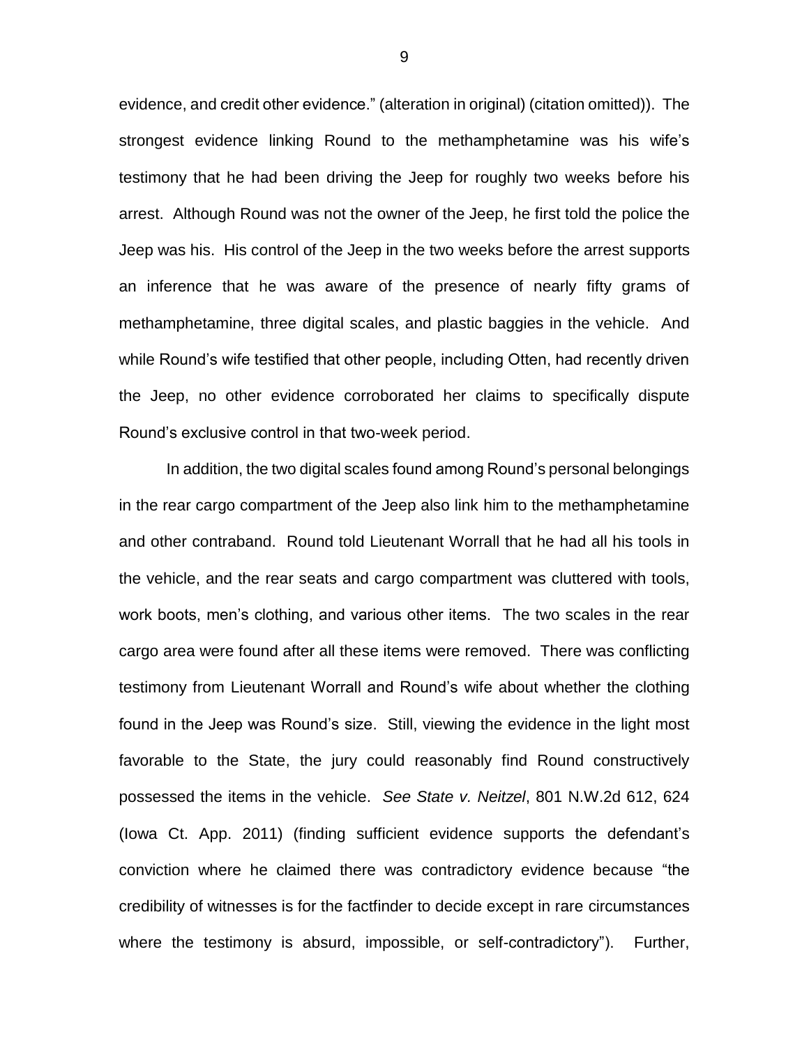evidence, and credit other evidence." (alteration in original) (citation omitted)). The strongest evidence linking Round to the methamphetamine was his wife's testimony that he had been driving the Jeep for roughly two weeks before his arrest. Although Round was not the owner of the Jeep, he first told the police the Jeep was his. His control of the Jeep in the two weeks before the arrest supports an inference that he was aware of the presence of nearly fifty grams of methamphetamine, three digital scales, and plastic baggies in the vehicle. And while Round's wife testified that other people, including Otten, had recently driven the Jeep, no other evidence corroborated her claims to specifically dispute Round's exclusive control in that two-week period.

In addition, the two digital scales found among Round's personal belongings in the rear cargo compartment of the Jeep also link him to the methamphetamine and other contraband. Round told Lieutenant Worrall that he had all his tools in the vehicle, and the rear seats and cargo compartment was cluttered with tools, work boots, men's clothing, and various other items. The two scales in the rear cargo area were found after all these items were removed. There was conflicting testimony from Lieutenant Worrall and Round's wife about whether the clothing found in the Jeep was Round's size. Still, viewing the evidence in the light most favorable to the State, the jury could reasonably find Round constructively possessed the items in the vehicle. *See State v. Neitzel*, 801 N.W.2d 612, 624 (Iowa Ct. App. 2011) (finding sufficient evidence supports the defendant's conviction where he claimed there was contradictory evidence because "the credibility of witnesses is for the factfinder to decide except in rare circumstances where the testimony is absurd, impossible, or self-contradictory"). Further,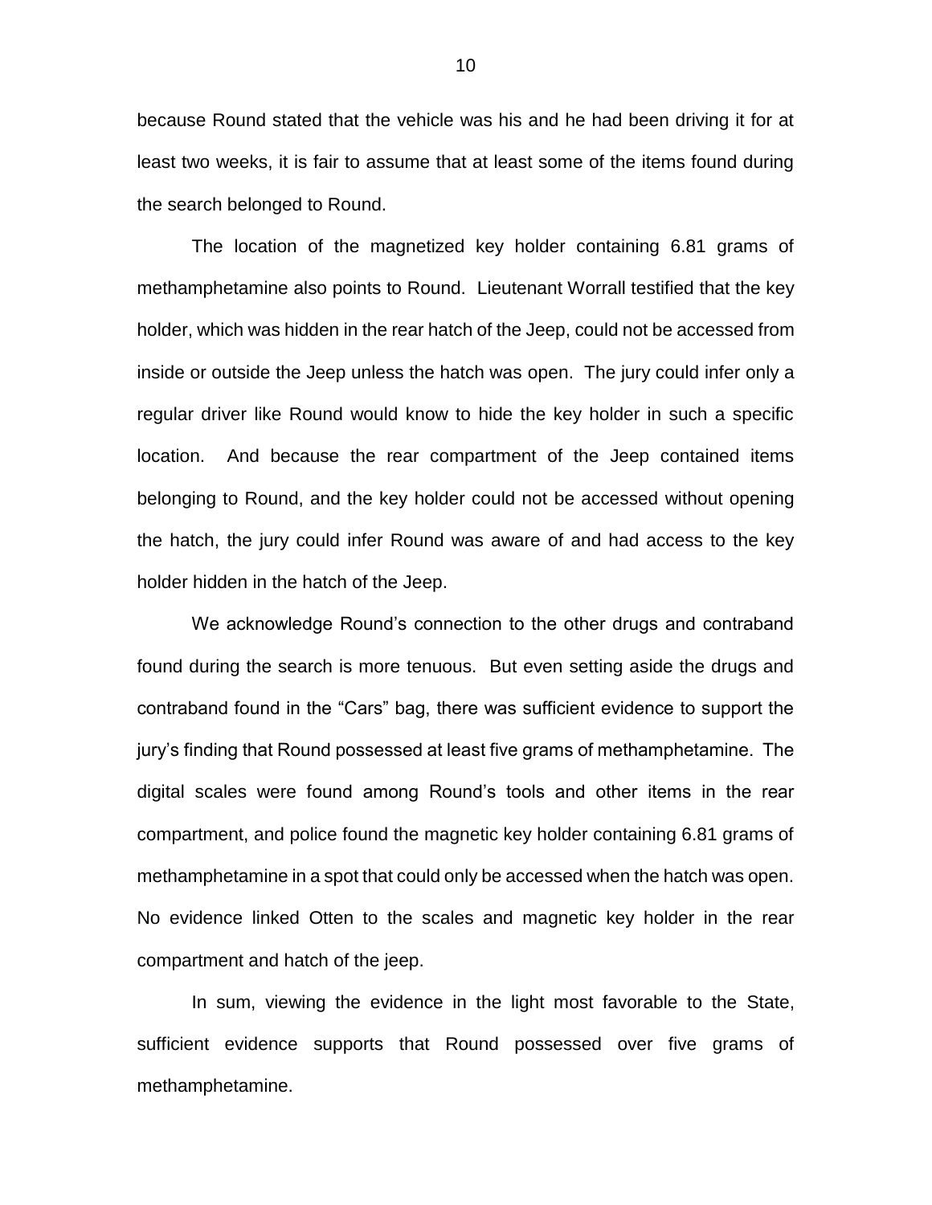because Round stated that the vehicle was his and he had been driving it for at least two weeks, it is fair to assume that at least some of the items found during the search belonged to Round.

The location of the magnetized key holder containing 6.81 grams of methamphetamine also points to Round. Lieutenant Worrall testified that the key holder, which was hidden in the rear hatch of the Jeep, could not be accessed from inside or outside the Jeep unless the hatch was open. The jury could infer only a regular driver like Round would know to hide the key holder in such a specific location. And because the rear compartment of the Jeep contained items belonging to Round, and the key holder could not be accessed without opening the hatch, the jury could infer Round was aware of and had access to the key holder hidden in the hatch of the Jeep.

We acknowledge Round's connection to the other drugs and contraband found during the search is more tenuous. But even setting aside the drugs and contraband found in the "Cars" bag, there was sufficient evidence to support the jury's finding that Round possessed at least five grams of methamphetamine. The digital scales were found among Round's tools and other items in the rear compartment, and police found the magnetic key holder containing 6.81 grams of methamphetamine in a spot that could only be accessed when the hatch was open. No evidence linked Otten to the scales and magnetic key holder in the rear compartment and hatch of the jeep.

In sum, viewing the evidence in the light most favorable to the State, sufficient evidence supports that Round possessed over five grams of methamphetamine.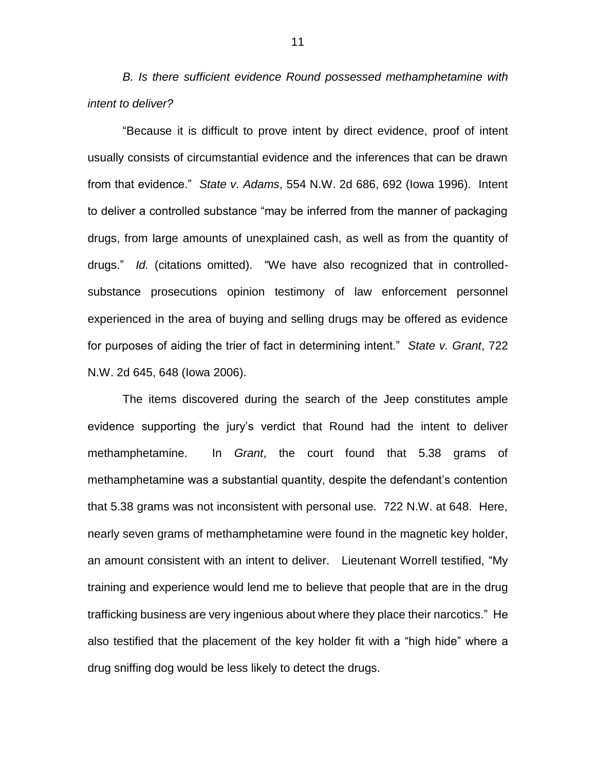*B. Is there sufficient evidence Round possessed methamphetamine with intent to deliver?*

"Because it is difficult to prove intent by direct evidence, proof of intent usually consists of circumstantial evidence and the inferences that can be drawn from that evidence." *State v. Adams*, 554 N.W. 2d 686, 692 (Iowa 1996). Intent to deliver a controlled substance "may be inferred from the manner of packaging drugs, from large amounts of unexplained cash, as well as from the quantity of drugs." *Id.* (citations omitted). "We have also recognized that in controlled-substance prosecutions opinion testimony of law enforcement personnel experienced in the area of buying and selling drugs may be offered as evidence for purposes of aiding the trier of fact in determining intent." *State v. Grant*, 722 N.W. 2d 645, 648 (Iowa 2006).

The items discovered during the search of the Jeep constitutes ample evidence supporting the jury's verdict that Round had the intent to deliver methamphetamine. In *Grant*, the court found that 5.38 grams of methamphetamine was a substantial quantity, despite the defendant's contention that 5.38 grams was not inconsistent with personal use. 722 N.W. at 648. Here, nearly seven grams of methamphetamine were found in the magnetic key holder, an amount consistent with an intent to deliver. Lieutenant Worrell testified, "My training and experience would lend me to believe that people that are in the drug trafficking business are very ingenious about where they place their narcotics." He also testified that the placement of the key holder fit with a "high hide" where a drug sniffing dog would be less likely to detect the drugs.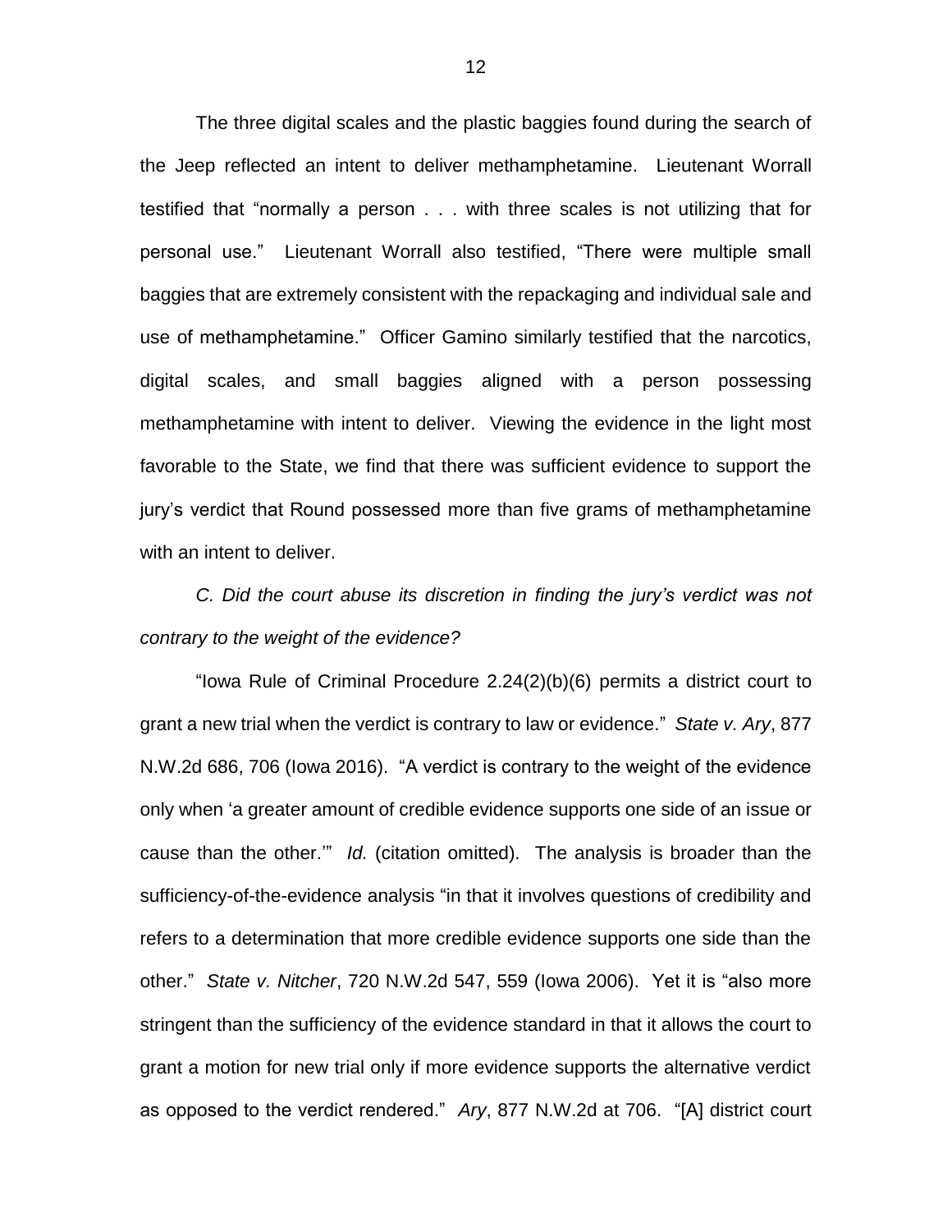The three digital scales and the plastic baggies found during the search of the Jeep reflected an intent to deliver methamphetamine. Lieutenant Worrall testified that "normally a person . . . with three scales is not utilizing that for personal use." Lieutenant Worrall also testified, "There were multiple small baggies that are extremely consistent with the repackaging and individual sale and use of methamphetamine." Officer Gamino similarly testified that the narcotics, digital scales, and small baggies aligned with a person possessing methamphetamine with intent to deliver. Viewing the evidence in the light most favorable to the State, we find that there was sufficient evidence to support the jury's verdict that Round possessed more than five grams of methamphetamine with an intent to deliver.

*C. Did the court abuse its discretion in finding the jury's verdict was not contrary to the weight of the evidence?*

"Iowa Rule of Criminal Procedure 2.24(2)(b)(6) permits a district court to grant a new trial when the verdict is contrary to law or evidence." *State v. Ary*, 877 N.W.2d 686, 706 (Iowa 2016). "A verdict is contrary to the weight of the evidence only when 'a greater amount of credible evidence supports one side of an issue or cause than the other.'" *Id.* (citation omitted). The analysis is broader than the sufficiency-of-the-evidence analysis "in that it involves questions of credibility and refers to a determination that more credible evidence supports one side than the other." *State v. Nitcher*, 720 N.W.2d 547, 559 (Iowa 2006). Yet it is "also more stringent than the sufficiency of the evidence standard in that it allows the court to grant a motion for new trial only if more evidence supports the alternative verdict as opposed to the verdict rendered." *Ary*, 877 N.W.2d at 706. "[A] district court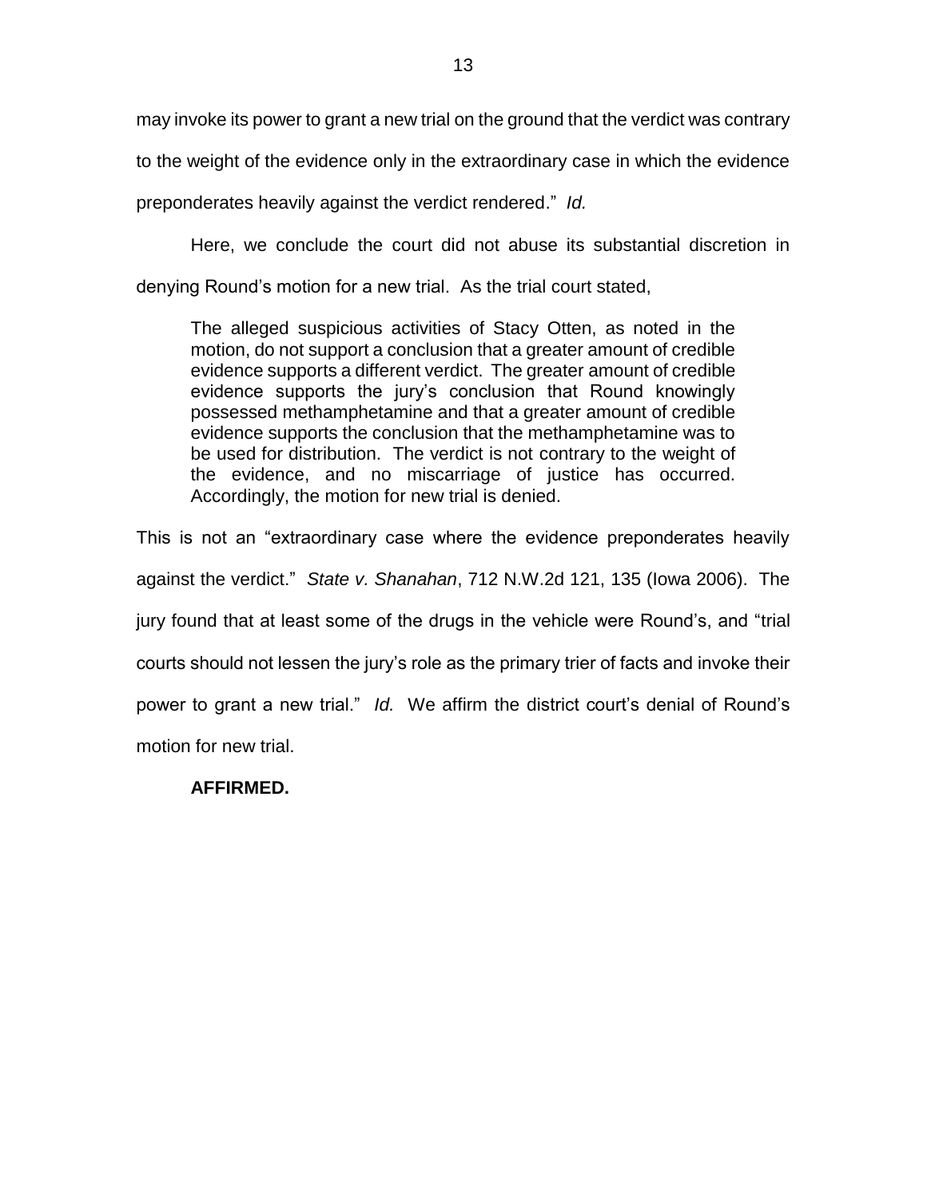may invoke its power to grant a new trial on the ground that the verdict was contrary to the weight of the evidence only in the extraordinary case in which the evidence preponderates heavily against the verdict rendered." *Id.*

Here, we conclude the court did not abuse its substantial discretion in denying Round's motion for a new trial. As the trial court stated,

> The alleged suspicious activities of Stacy Otten, as noted in the motion, do not support a conclusion that a greater amount of credible evidence supports a different verdict. The greater amount of credible evidence supports the jury's conclusion that Round knowingly possessed methamphetamine and that a greater amount of credible evidence supports the conclusion that the methamphetamine was to be used for distribution. The verdict is not contrary to the weight of the evidence, and no miscarriage of justice has occurred. Accordingly, the motion for new trial is denied.

This is not an "extraordinary case where the evidence preponderates heavily against the verdict." *State v. Shanahan*, 712 N.W.2d 121, 135 (Iowa 2006). The jury found that at least some of the drugs in the vehicle were Round's, and "trial courts should not lessen the jury's role as the primary trier of facts and invoke their power to grant a new trial." *Id.* We affirm the district court's denial of Round's motion for new trial.

**AFFIRMED.**